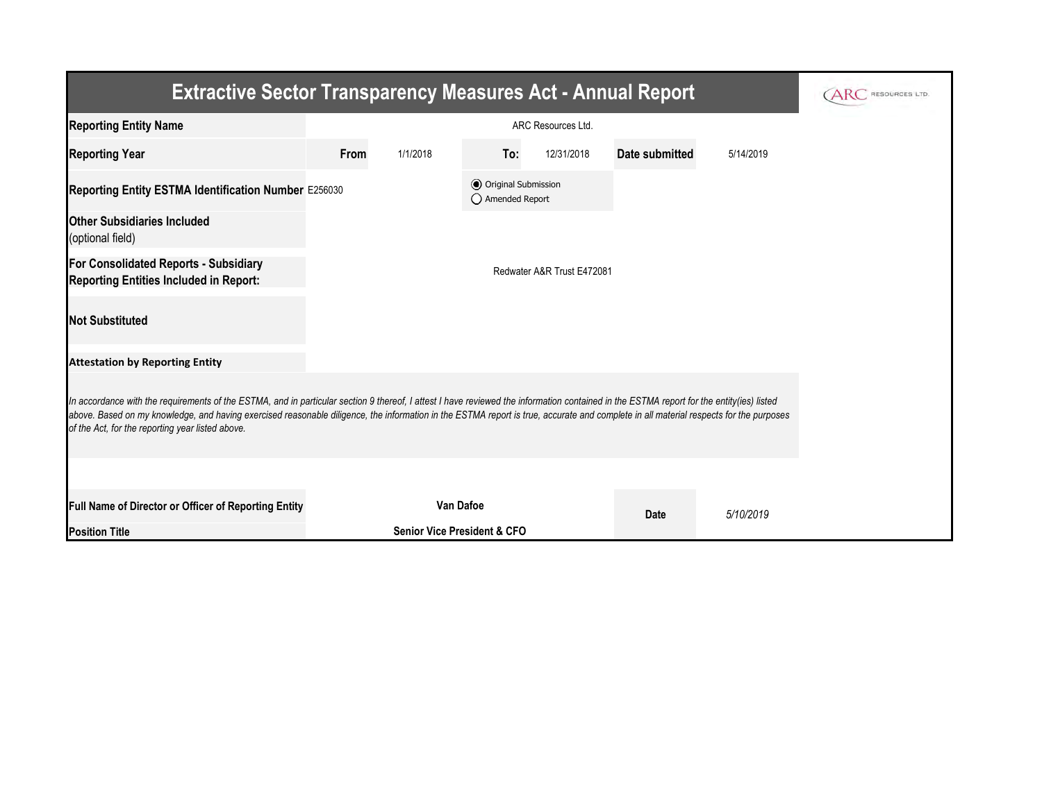# Extractive Sector Transparency Measures Act - Annual Report

| | | | | | | |
|---|---|---|---|---|---|---|
| **Reporting Entity Name** | ARC Resources Ltd. | | | | | |
| **Reporting Year** | **From** | 1/1/2018 | **To:** | 12/31/2018 | **Date submitted** | 5/14/2019 |
| **Reporting Entity ESTMA Identification Number** | E256030 | | ◉ Original Submission<br>○ Amended Report | | | |
| **Other Subsidiaries Included**<br>(optional field) | | | | | | |
| **For Consolidated Reports - Subsidiary Reporting Entities Included in Report:** | Redwater A&R Trust E472081 | | | | | |
| **Not Substituted** | | | | | | |

**Attestation by Reporting Entity**

*In accordance with the requirements of the ESTMA, and in particular section 9 thereof, I attest I have reviewed the information contained in the ESTMA report for the entity(ies) listed above. Based on my knowledge, and having exercised reasonable diligence, the information in the ESTMA report is true, accurate and complete in all material respects for the purposes of the Act, for the reporting year listed above.*

| | | | |
|---|---|---|---|
| **Full Name of Director or Officer of Reporting Entity** | **Van Dafoe** | **Date** | *5/10/2019* |
| **Position Title** | **Senior Vice President & CFO** | | |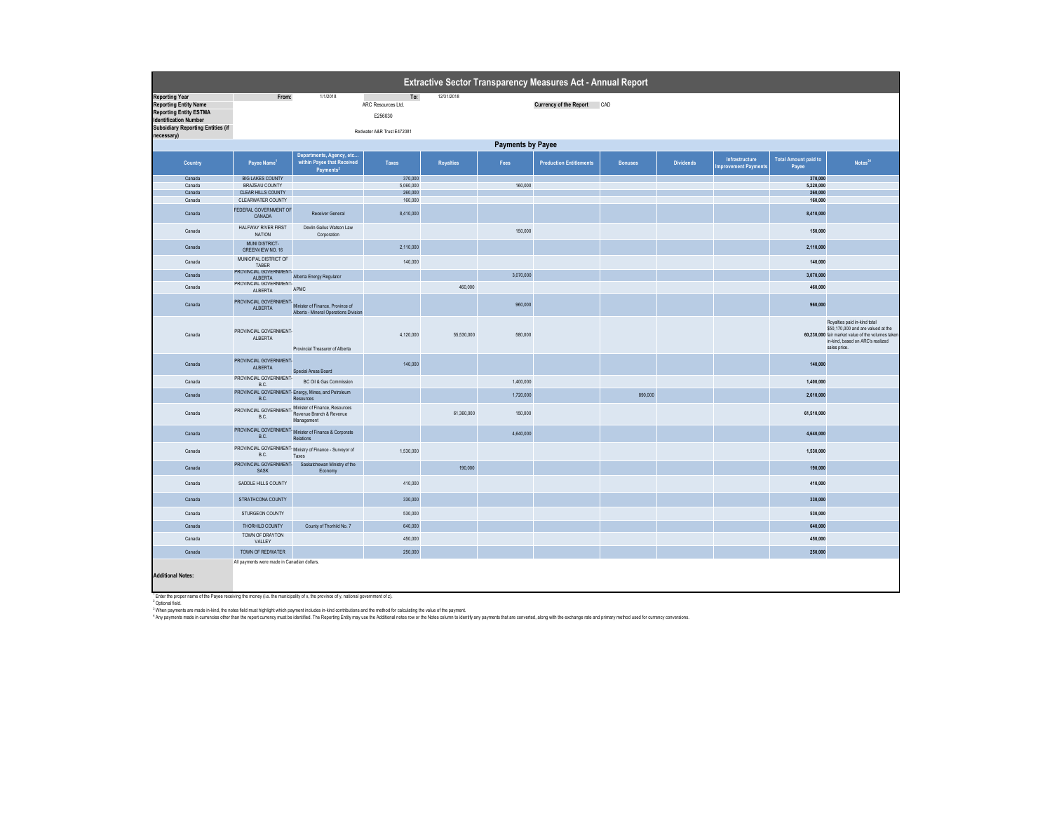# Extractive Sector Transparency Measures Act - Annual Report

| | | | | |
|---|---|---|---|---|
| **Reporting Year** | From: | 1/1/2018 | To: | 12/31/2018 |
| **Reporting Entity Name** | ARC Resources Ltd. | | **Currency of the Report** | CAD |
| **Reporting Entity ESTMA Identification Number** | E256030 | | | |
| **Subsidiary Reporting Entities (if necessary)** | Redwater A&R Trust E472081 | | | |

## Payments by Payee

| Country | Payee Name[1] | Departments, Agency, etc... within Payee that Received Payments[2] | Taxes | Royalties | Fees | Production Entitlements | Bonuses | Dividends | Infrastructure Improvement Payments | Total Amount paid to Payee | Notes[34] |
|---|---|---|---|---|---|---|---|---|---|---|---|
| Canada | BIG LAKES COUNTY | | 370,000 | | | | | | | 370,000 | |
| Canada | BRAZEAU COUNTY | | 5,060,000 | | 160,000 | | | | | 5,220,000 | |
| Canada | CLEAR HILLS COUNTY | | 260,000 | | | | | | | 260,000 | |
| Canada | CLEARWATER COUNTY | | 160,000 | | | | | | | 160,000 | |
| Canada | FEDERAL GOVERNMENT OF CANADA | Receiver General | 8,410,000 | | | | | | | 8,410,000 | |
| Canada | HALFWAY RIVER FIRST NATION | Devlin Gailus Watson Law Corporation | | | 150,000 | | | | | 150,000 | |
| Canada | MUNI DISTRICT-GREENVIEW NO. 16 | | 2,110,000 | | | | | | | 2,110,000 | |
| Canada | MUNICIPAL DISTRICT OF TABER | | 140,000 | | | | | | | 140,000 | |
| Canada | PROVINCIAL GOVERNMENT-ALBERTA | Alberta Energy Regulator | | | 3,070,000 | | | | | 3,070,000 | |
| Canada | PROVINCIAL GOVERNMENT-ALBERTA | APMC | | 460,000 | | | | | | 460,000 | |
| Canada | PROVINCIAL GOVERNMENT-ALBERTA | Minister of Finance, Province of Alberta - Mineral Operations Division | | | 960,000 | | | | | 960,000 | |
| Canada | PROVINCIAL GOVERNMENT-ALBERTA | Provincial Treasurer of Alberta | 4,120,000 | 55,530,000 | 580,000 | | | | | 60,230,000 | Royalties paid in-kind total $50,170,000 and are valued at the fair market value of the volumes taken in-kind, based on ARC's realized sales price. |
| Canada | PROVINCIAL GOVERNMENT-ALBERTA | Special Areas Board | 140,000 | | | | | | | 140,000 | |
| Canada | PROVINCIAL GOVERNMENT-B.C. | BC Oil & Gas Commission | | | 1,400,000 | | | | | 1,400,000 | |
| Canada | PROVINCIAL GOVERNMENT-B.C. | Energy, Mines, and Petroleum Resources | | | 1,720,000 | | 890,000 | | | 2,610,000 | |
| Canada | PROVINCIAL GOVERNMENT-B.C. | Minister of Finance, Resources Revenue Branch & Revenue Management | | 61,360,000 | 150,000 | | | | | 61,510,000 | |
| Canada | PROVINCIAL GOVERNMENT-B.C. | Minister of Finance & Corporate Relations | | | 4,640,000 | | | | | 4,640,000 | |
| Canada | PROVINCIAL GOVERNMENT-B.C. | Ministry of Finance - Surveyor of Taxes | 1,530,000 | | | | | | | 1,530,000 | |
| Canada | PROVINCIAL GOVERNMENT-SASK | Saskatchewan Ministry of the Economy | | 190,000 | | | | | | 190,000 | |
| Canada | SADDLE HILLS COUNTY | | 410,000 | | | | | | | 410,000 | |
| Canada | STRATHCONA COUNTY | | 330,000 | | | | | | | 330,000 | |
| Canada | STURGEON COUNTY | | 530,000 | | | | | | | 530,000 | |
| Canada | THORHILD COUNTY | County of Thorhild No. 7 | 640,000 | | | | | | | 640,000 | |
| Canada | TOWN OF DRAYTON VALLEY | | 450,000 | | | | | | | 450,000 | |
| Canada | TOWN OF REDWATER | | 250,000 | | | | | | | 250,000 | |

**Additional Notes:** All payments were made in Canadian dollars.

[1] Enter the proper name of the Payee receiving the money (i.e. the municipality of x, the province of y, national government of z).

[2] Optional field.

[3] When payments are made in-kind, the notes field must highlight which payment includes in-kind contributions and the method for calculating the value of the payment.

[4] Any payments made in currencies other than the report currency must be identified. The Reporting Entity may use the Additional notes row or the Notes column to identify any payments that are converted, along with the exchange rate and primary method used for currency conversions.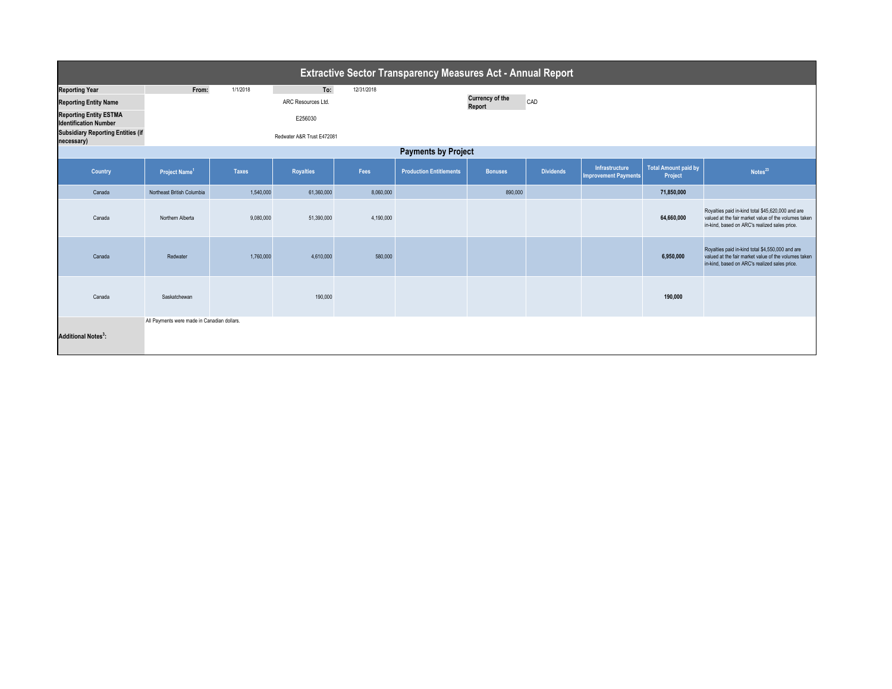# Extractive Sector Transparency Measures Act - Annual Report

| | | | | | | |
|---|---|---|---|---|---|---|
| **Reporting Year** | **From:** | 1/1/2018 | **To:** | 12/31/2018 | | |
| **Reporting Entity Name** | | ARC Resources Ltd. | | | **Currency of the Report** | CAD |
| **Reporting Entity ESTMA Identification Number** | | E256030 | | | | |
| **Subsidiary Reporting Entities (if necessary)** | | Redwater A&R Trust E472081 | | | | |

## Payments by Project

| Country | Project Name[1] | Taxes | Royalties | Fees | Production Entitlements | Bonuses | Dividends | Infrastructure Improvement Payments | Total Amount paid by Project | Notes[23] |
|---|---|---|---|---|---|---|---|---|---|---|
| Canada | Northeast British Columbia | 1,540,000 | 61,360,000 | 8,060,000 | | 890,000 | | | **71,850,000** | |
| Canada | Northern Alberta | 9,080,000 | 51,390,000 | 4,190,000 | | | | | **64,660,000** | Royalties paid in-kind total $45,620,000 and are valued at the fair market value of the volumes taken in-kind, based on ARC's realized sales price. |
| Canada | Redwater | 1,760,000 | 4,610,000 | 580,000 | | | | | **6,950,000** | Royalties paid in-kind total $4,550,000 and are valued at the fair market value of the volumes taken in-kind, based on ARC's realized sales price. |
| Canada | Saskatchewan | | 190,000 | | | | | | **190,000** | |

**Additional Notes[3]:** All Payments were made in Canadian dollars.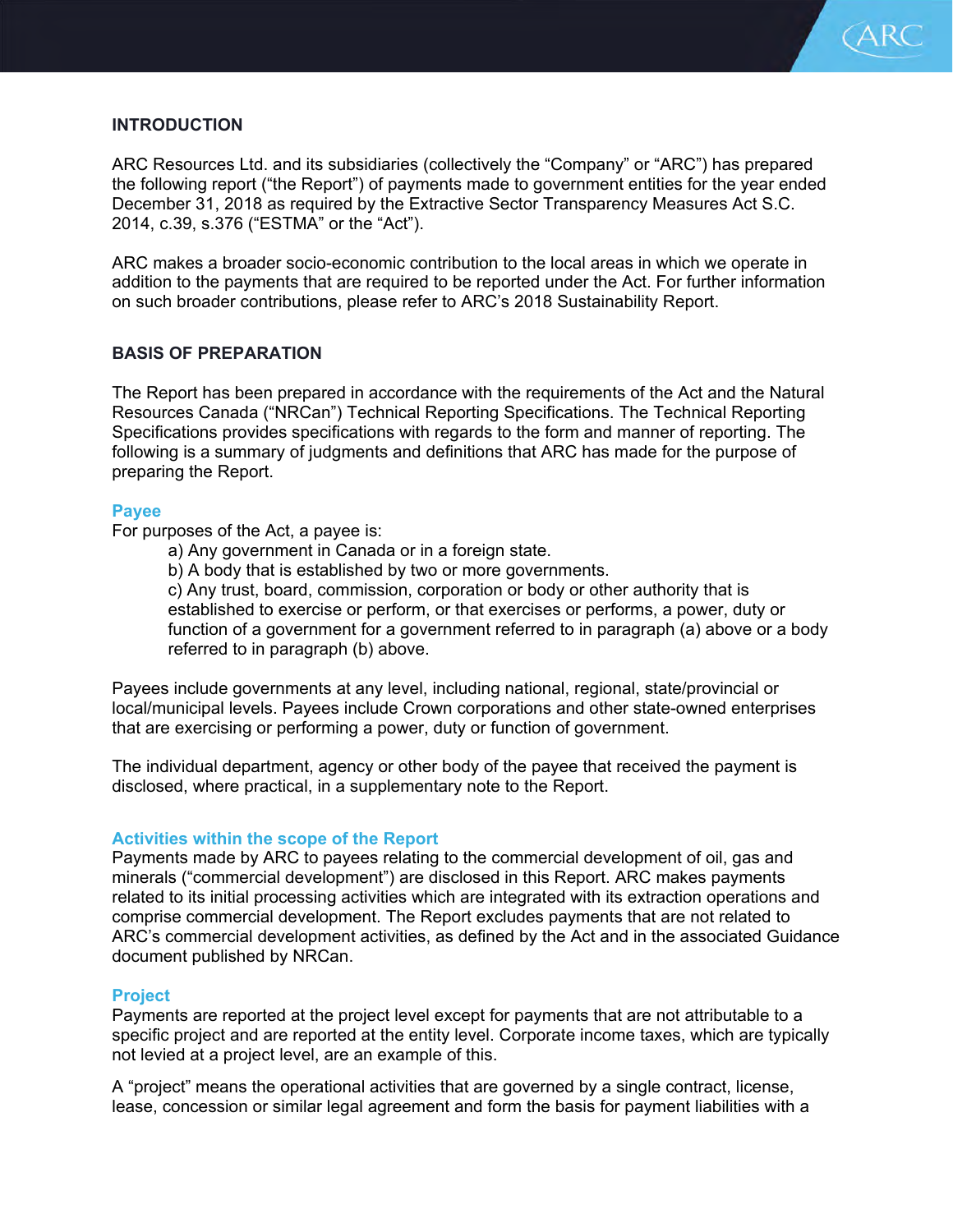## INTRODUCTION

ARC Resources Ltd. and its subsidiaries (collectively the "Company" or "ARC") has prepared the following report ("the Report") of payments made to government entities for the year ended December 31, 2018 as required by the Extractive Sector Transparency Measures Act S.C. 2014, c.39, s.376 ("ESTMA" or the "Act").

ARC makes a broader socio-economic contribution to the local areas in which we operate in addition to the payments that are required to be reported under the Act. For further information on such broader contributions, please refer to ARC's 2018 Sustainability Report.

## BASIS OF PREPARATION

The Report has been prepared in accordance with the requirements of the Act and the Natural Resources Canada ("NRCan") Technical Reporting Specifications. The Technical Reporting Specifications provides specifications with regards to the form and manner of reporting. The following is a summary of judgments and definitions that ARC has made for the purpose of preparing the Report.

### Payee

For purposes of the Act, a payee is:

a) Any government in Canada or in a foreign state.

b) A body that is established by two or more governments.

c) Any trust, board, commission, corporation or body or other authority that is established to exercise or perform, or that exercises or performs, a power, duty or function of a government for a government referred to in paragraph (a) above or a body referred to in paragraph (b) above.

Payees include governments at any level, including national, regional, state/provincial or local/municipal levels. Payees include Crown corporations and other state-owned enterprises that are exercising or performing a power, duty or function of government.

The individual department, agency or other body of the payee that received the payment is disclosed, where practical, in a supplementary note to the Report.

### Activities within the scope of the Report

Payments made by ARC to payees relating to the commercial development of oil, gas and minerals ("commercial development") are disclosed in this Report. ARC makes payments related to its initial processing activities which are integrated with its extraction operations and comprise commercial development. The Report excludes payments that are not related to ARC's commercial development activities, as defined by the Act and in the associated Guidance document published by NRCan.

### Project

Payments are reported at the project level except for payments that are not attributable to a specific project and are reported at the entity level. Corporate income taxes, which are typically not levied at a project level, are an example of this.

A "project" means the operational activities that are governed by a single contract, license, lease, concession or similar legal agreement and form the basis for payment liabilities with a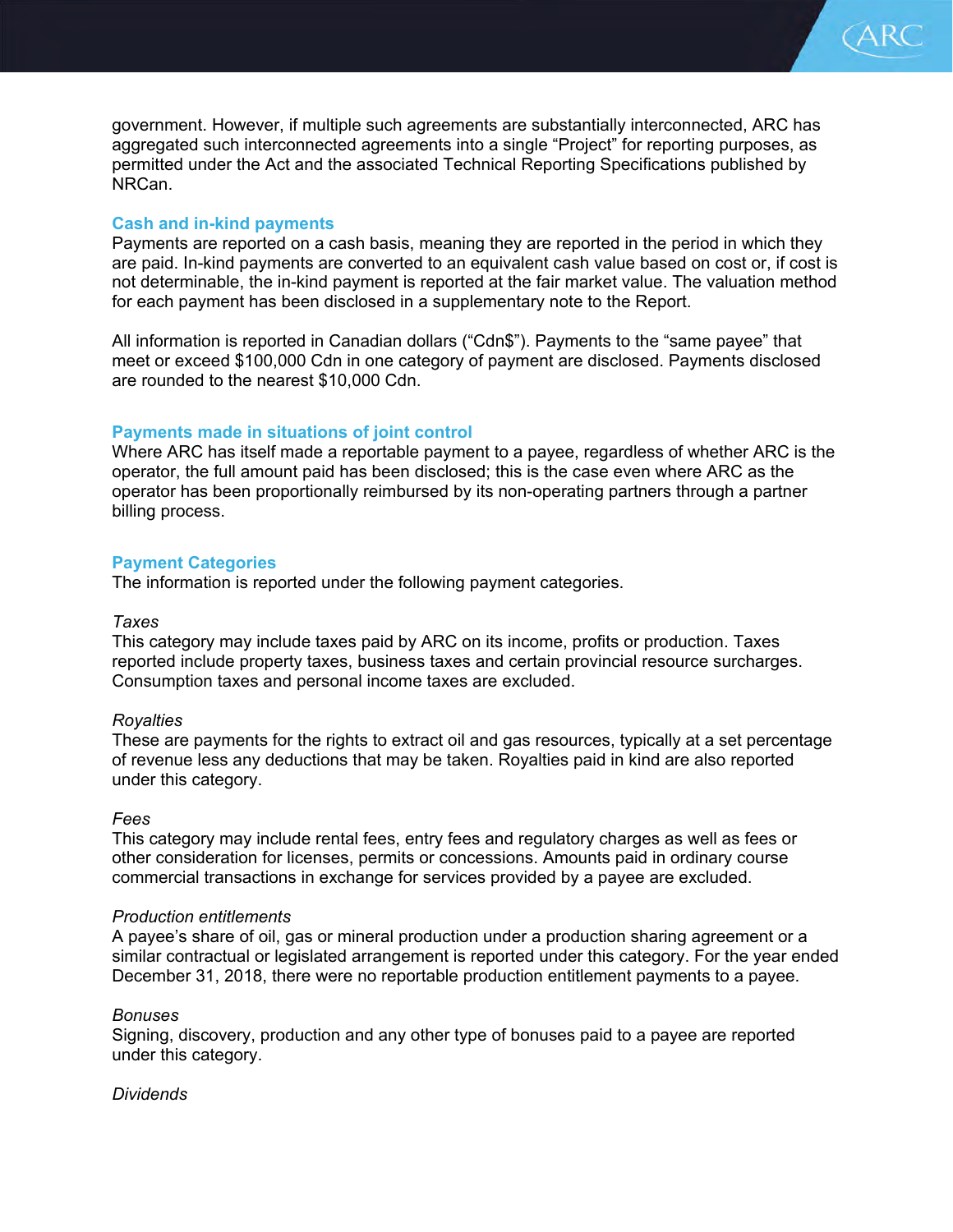government. However, if multiple such agreements are substantially interconnected, ARC has aggregated such interconnected agreements into a single "Project" for reporting purposes, as permitted under the Act and the associated Technical Reporting Specifications published by NRCan.

## Cash and in-kind payments

Payments are reported on a cash basis, meaning they are reported in the period in which they are paid. In-kind payments are converted to an equivalent cash value based on cost or, if cost is not determinable, the in-kind payment is reported at the fair market value. The valuation method for each payment has been disclosed in a supplementary note to the Report.

All information is reported in Canadian dollars ("Cdn$"). Payments to the "same payee" that meet or exceed $100,000 Cdn in one category of payment are disclosed. Payments disclosed are rounded to the nearest $10,000 Cdn.

## Payments made in situations of joint control

Where ARC has itself made a reportable payment to a payee, regardless of whether ARC is the operator, the full amount paid has been disclosed; this is the case even where ARC as the operator has been proportionally reimbursed by its non-operating partners through a partner billing process.

## Payment Categories

The information is reported under the following payment categories.

*Taxes*
This category may include taxes paid by ARC on its income, profits or production. Taxes reported include property taxes, business taxes and certain provincial resource surcharges. Consumption taxes and personal income taxes are excluded.

*Royalties*
These are payments for the rights to extract oil and gas resources, typically at a set percentage of revenue less any deductions that may be taken. Royalties paid in kind are also reported under this category.

*Fees*
This category may include rental fees, entry fees and regulatory charges as well as fees or other consideration for licenses, permits or concessions. Amounts paid in ordinary course commercial transactions in exchange for services provided by a payee are excluded.

*Production entitlements*
A payee's share of oil, gas or mineral production under a production sharing agreement or a similar contractual or legislated arrangement is reported under this category. For the year ended December 31, 2018, there were no reportable production entitlement payments to a payee.

*Bonuses*
Signing, discovery, production and any other type of bonuses paid to a payee are reported under this category.

*Dividends*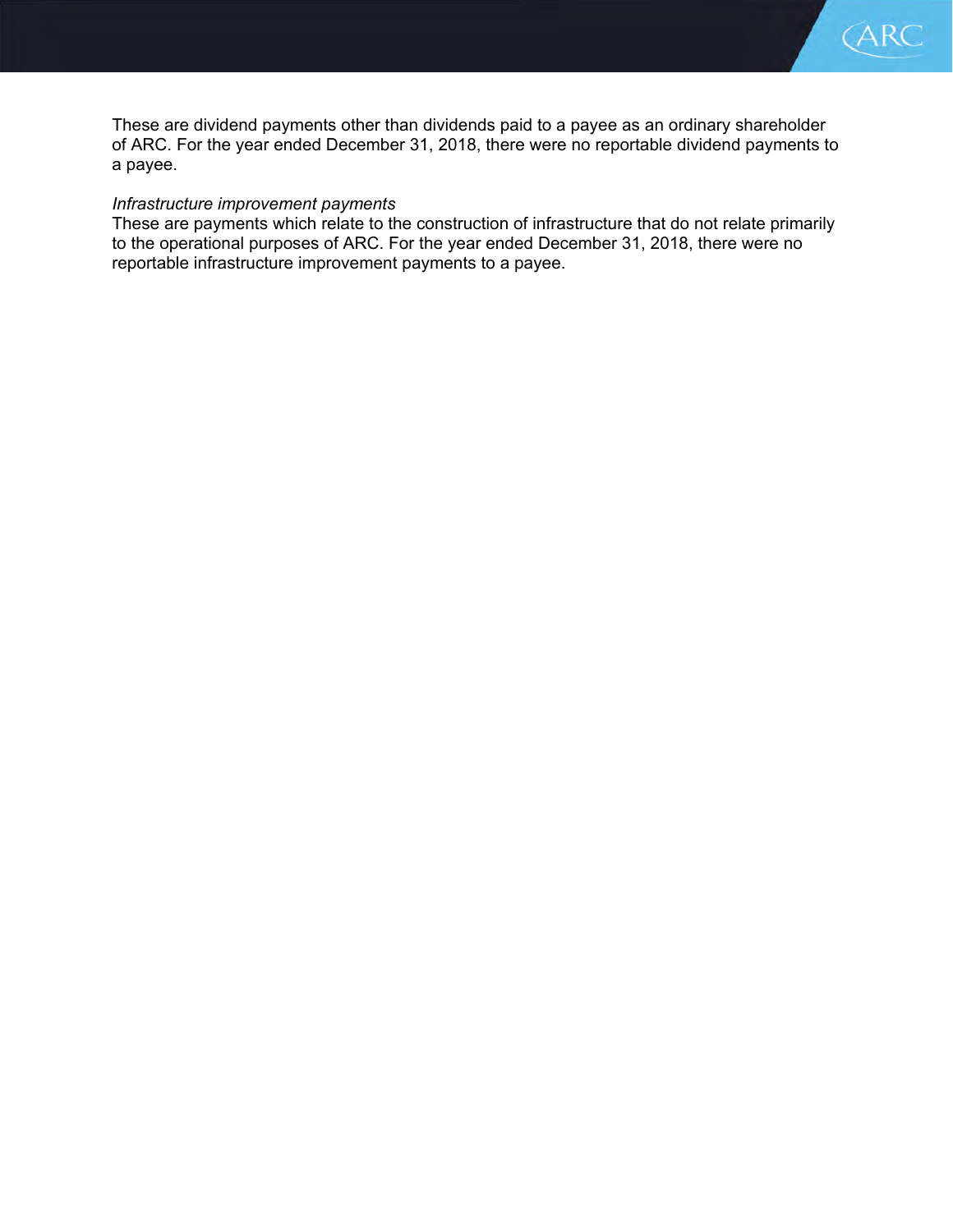These are dividend payments other than dividends paid to a payee as an ordinary shareholder of ARC. For the year ended December 31, 2018, there were no reportable dividend payments to a payee.

*Infrastructure improvement payments*

These are payments which relate to the construction of infrastructure that do not relate primarily to the operational purposes of ARC. For the year ended December 31, 2018, there were no reportable infrastructure improvement payments to a payee.